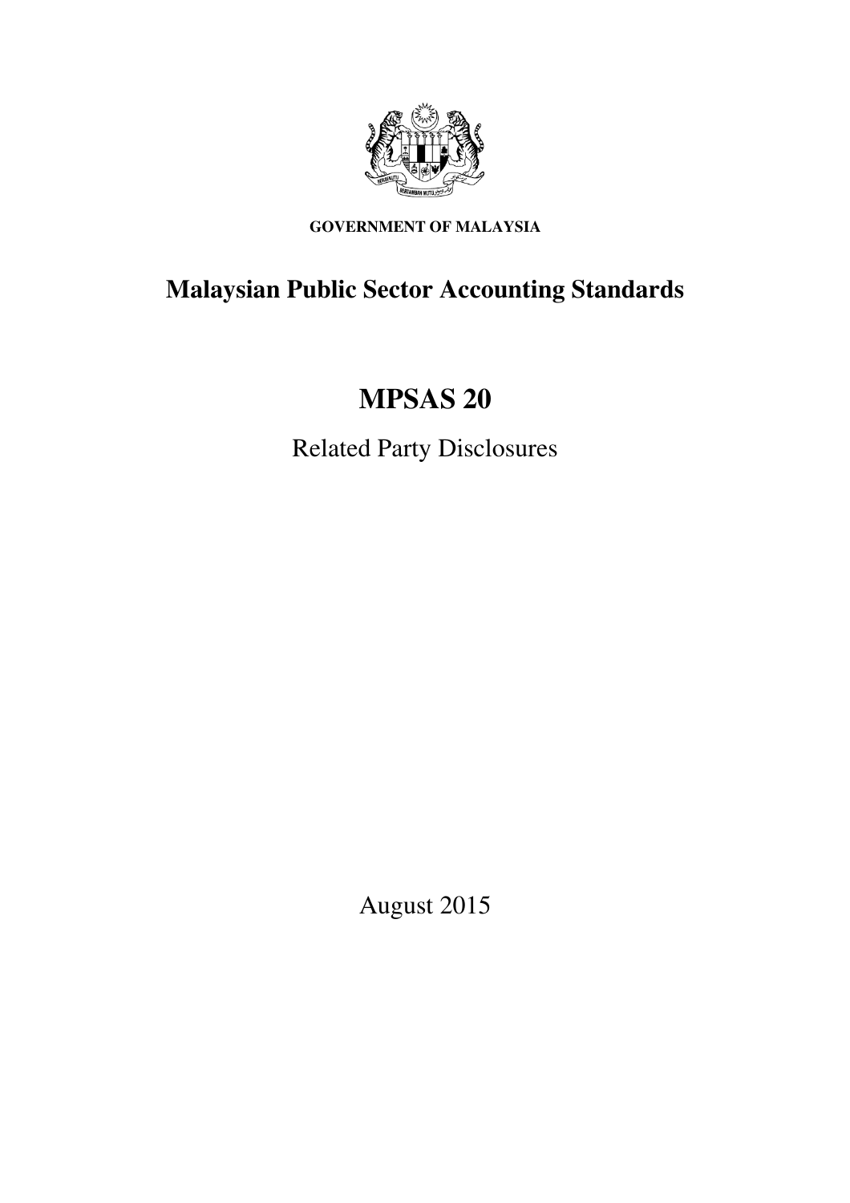GOVERNMENT OF MALAYSIA

# Malaysian Public Sector Accounting Standards

# MPSAS 20

## Related Party Disclosures

August 2015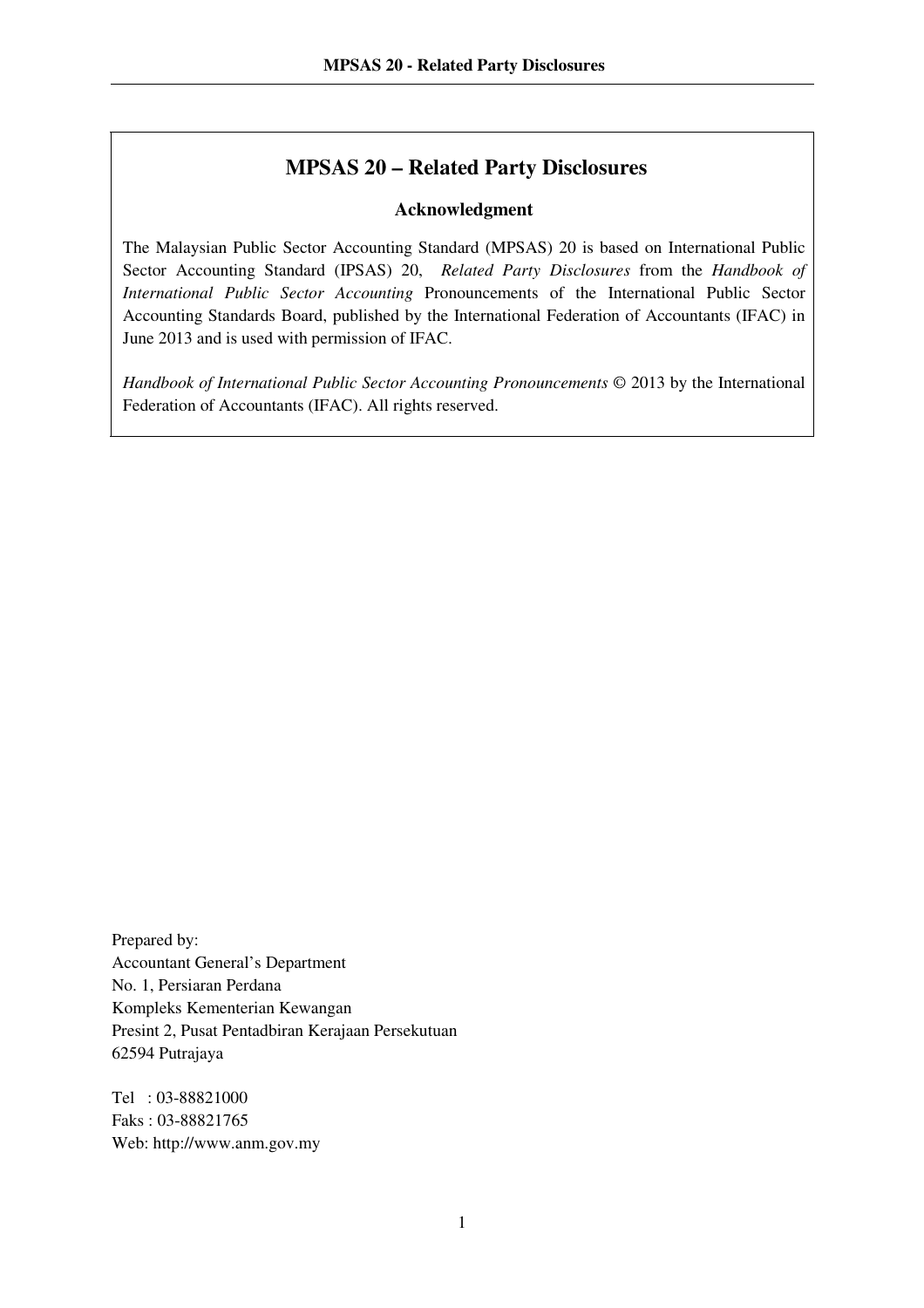# MPSAS 20 – Related Party Disclosures

## Acknowledgment

The Malaysian Public Sector Accounting Standard (MPSAS) 20 is based on International Public Sector Accounting Standard (IPSAS) 20, *Related Party Disclosures* from the *Handbook of International Public Sector Accounting* Pronouncements of the International Public Sector Accounting Standards Board, published by the International Federation of Accountants (IFAC) in June 2013 and is used with permission of IFAC.

*Handbook of International Public Sector Accounting Pronouncements* © 2013 by the International Federation of Accountants (IFAC). All rights reserved.

Prepared by:
Accountant General's Department
No. 1, Persiaran Perdana
Kompleks Kementerian Kewangan
Presint 2, Pusat Pentadbiran Kerajaan Persekutuan
62594 Putrajaya

Tel : 03-88821000
Faks : 03-88821765
Web: http://www.anm.gov.my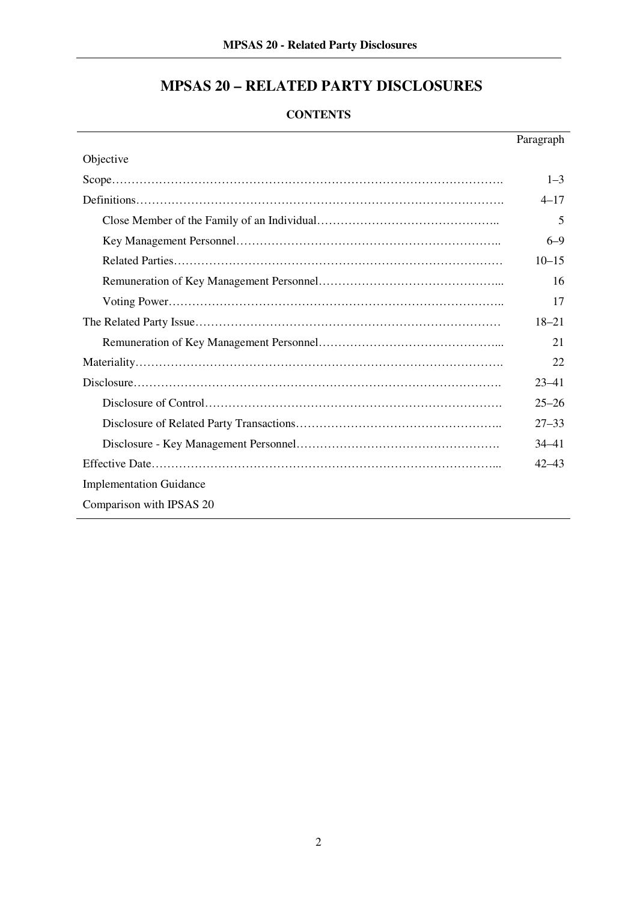# MPSAS 20 – RELATED PARTY DISCLOSURES

## CONTENTS

| | Paragraph |
|---|---|
| Objective | |
| Scope | 1–3 |
| Definitions | 4–17 |
| Close Member of the Family of an Individual | 5 |
| Key Management Personnel | 6–9 |
| Related Parties | 10–15 |
| Remuneration of Key Management Personnel | 16 |
| Voting Power | 17 |
| The Related Party Issue | 18–21 |
| Remuneration of Key Management Personnel | 21 |
| Materiality | 22 |
| Disclosure | 23–41 |
| Disclosure of Control | 25–26 |
| Disclosure of Related Party Transactions | 27–33 |
| Disclosure - Key Management Personnel | 34–41 |
| Effective Date | 42–43 |
| Implementation Guidance | |
| Comparison with IPSAS 20 | |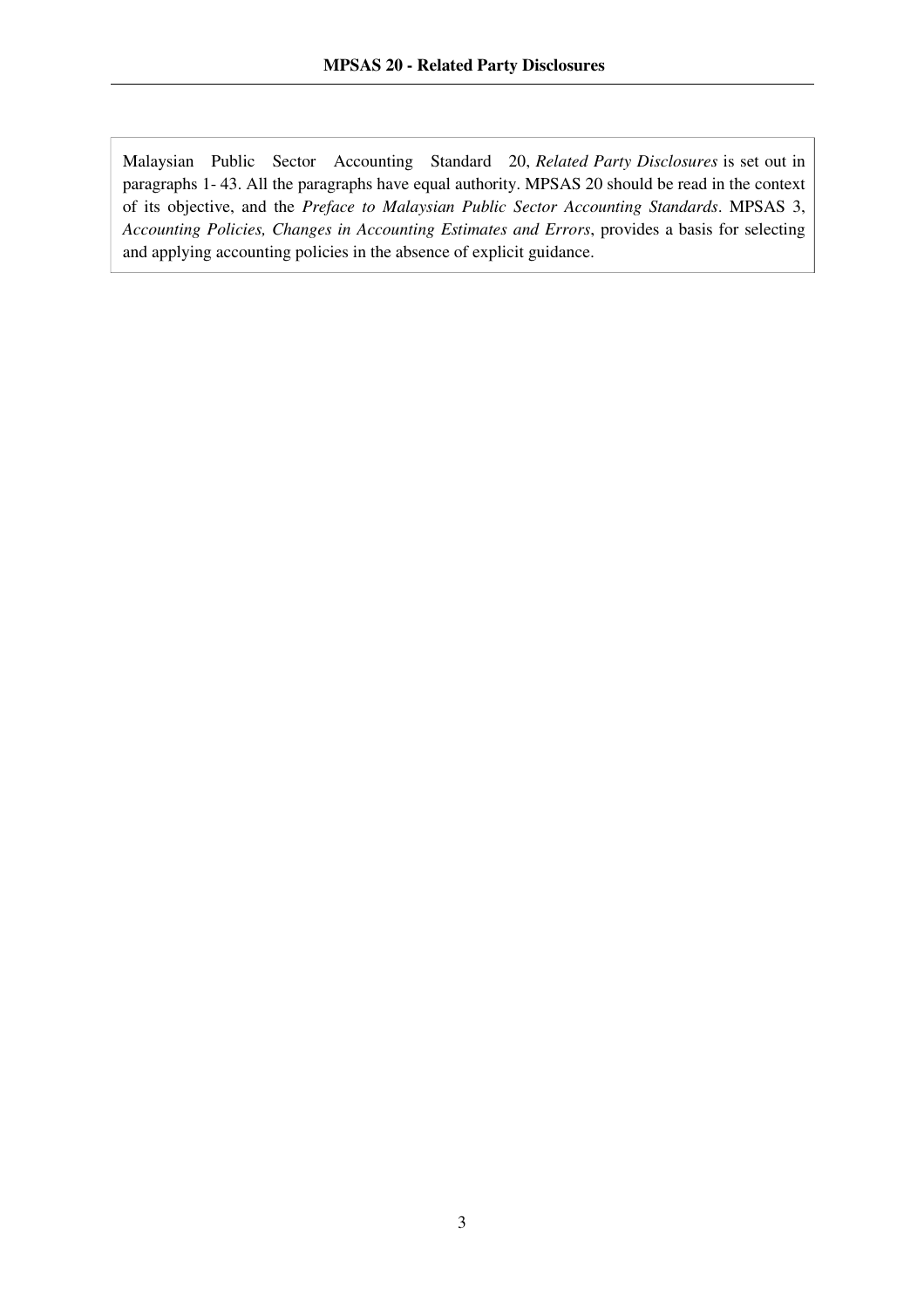Malaysian Public Sector Accounting Standard 20, *Related Party Disclosures* is set out in paragraphs 1- 43. All the paragraphs have equal authority. MPSAS 20 should be read in the context of its objective, and the *Preface to Malaysian Public Sector Accounting Standards*. MPSAS 3, *Accounting Policies, Changes in Accounting Estimates and Errors*, provides a basis for selecting and applying accounting policies in the absence of explicit guidance.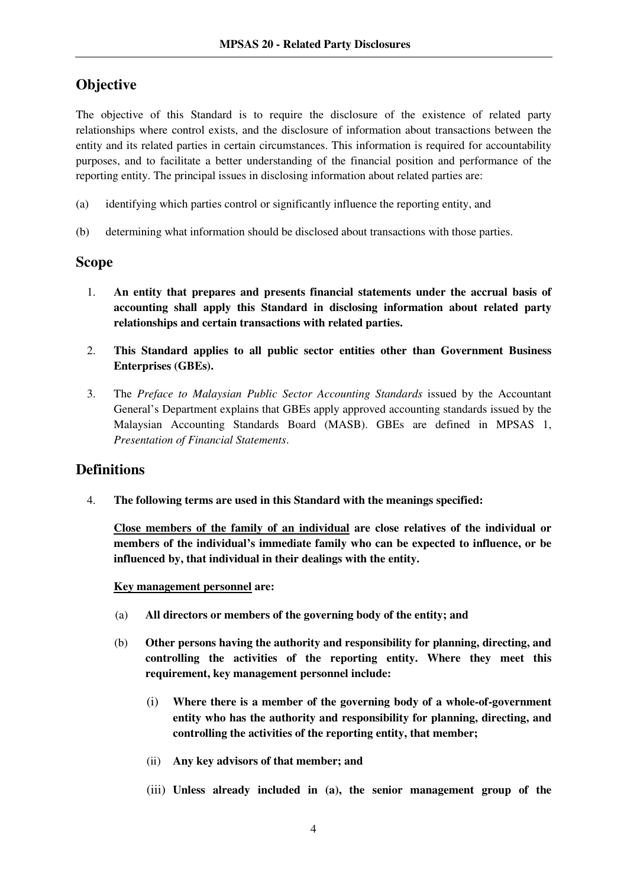## Objective

The objective of this Standard is to require the disclosure of the existence of related party relationships where control exists, and the disclosure of information about transactions between the entity and its related parties in certain circumstances. This information is required for accountability purposes, and to facilitate a better understanding of the financial position and performance of the reporting entity. The principal issues in disclosing information about related parties are:

(a) identifying which parties control or significantly influence the reporting entity, and

(b) determining what information should be disclosed about transactions with those parties.

## Scope

1. **An entity that prepares and presents financial statements under the accrual basis of accounting shall apply this Standard in disclosing information about related party relationships and certain transactions with related parties.**

2. **This Standard applies to all public sector entities other than Government Business Enterprises (GBEs).**

3. The *Preface to Malaysian Public Sector Accounting Standards* issued by the Accountant General's Department explains that GBEs apply approved accounting standards issued by the Malaysian Accounting Standards Board (MASB). GBEs are defined in MPSAS 1, *Presentation of Financial Statements*.

## Definitions

4. **The following terms are used in this Standard with the meanings specified:**

   **Close members of the family of an individual are close relatives of the individual or members of the individual's immediate family who can be expected to influence, or be influenced by, that individual in their dealings with the entity.**

   **Key management personnel are:**

   (a) **All directors or members of the governing body of the entity; and**

   (b) **Other persons having the authority and responsibility for planning, directing, and controlling the activities of the reporting entity. Where they meet this requirement, key management personnel include:**

      (i) **Where there is a member of the governing body of a whole-of-government entity who has the authority and responsibility for planning, directing, and controlling the activities of the reporting entity, that member;**

      (ii) **Any key advisors of that member; and**

      (iii) **Unless already included in (a), the senior management group of the**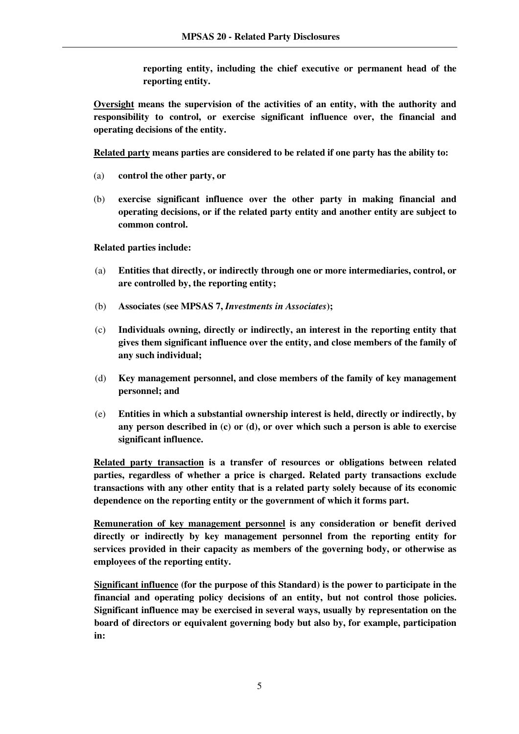**reporting entity, including the chief executive or permanent head of the reporting entity.**

**Oversight means the supervision of the activities of an entity, with the authority and responsibility to control, or exercise significant influence over, the financial and operating decisions of the entity.**

**Related party means parties are considered to be related if one party has the ability to:**

(a) **control the other party, or**

(b) **exercise significant influence over the other party in making financial and operating decisions, or if the related party entity and another entity are subject to common control.**

**Related parties include:**

(a) **Entities that directly, or indirectly through one or more intermediaries, control, or are controlled by, the reporting entity;**

(b) **Associates (see MPSAS 7, *Investments in Associates*);**

(c) **Individuals owning, directly or indirectly, an interest in the reporting entity that gives them significant influence over the entity, and close members of the family of any such individual;**

(d) **Key management personnel, and close members of the family of key management personnel; and**

(e) **Entities in which a substantial ownership interest is held, directly or indirectly, by any person described in (c) or (d), or over which such a person is able to exercise significant influence.**

**Related party transaction is a transfer of resources or obligations between related parties, regardless of whether a price is charged. Related party transactions exclude transactions with any other entity that is a related party solely because of its economic dependence on the reporting entity or the government of which it forms part.**

**Remuneration of key management personnel is any consideration or benefit derived directly or indirectly by key management personnel from the reporting entity for services provided in their capacity as members of the governing body, or otherwise as employees of the reporting entity.**

**Significant influence (for the purpose of this Standard) is the power to participate in the financial and operating policy decisions of an entity, but not control those policies. Significant influence may be exercised in several ways, usually by representation on the board of directors or equivalent governing body but also by, for example, participation in:**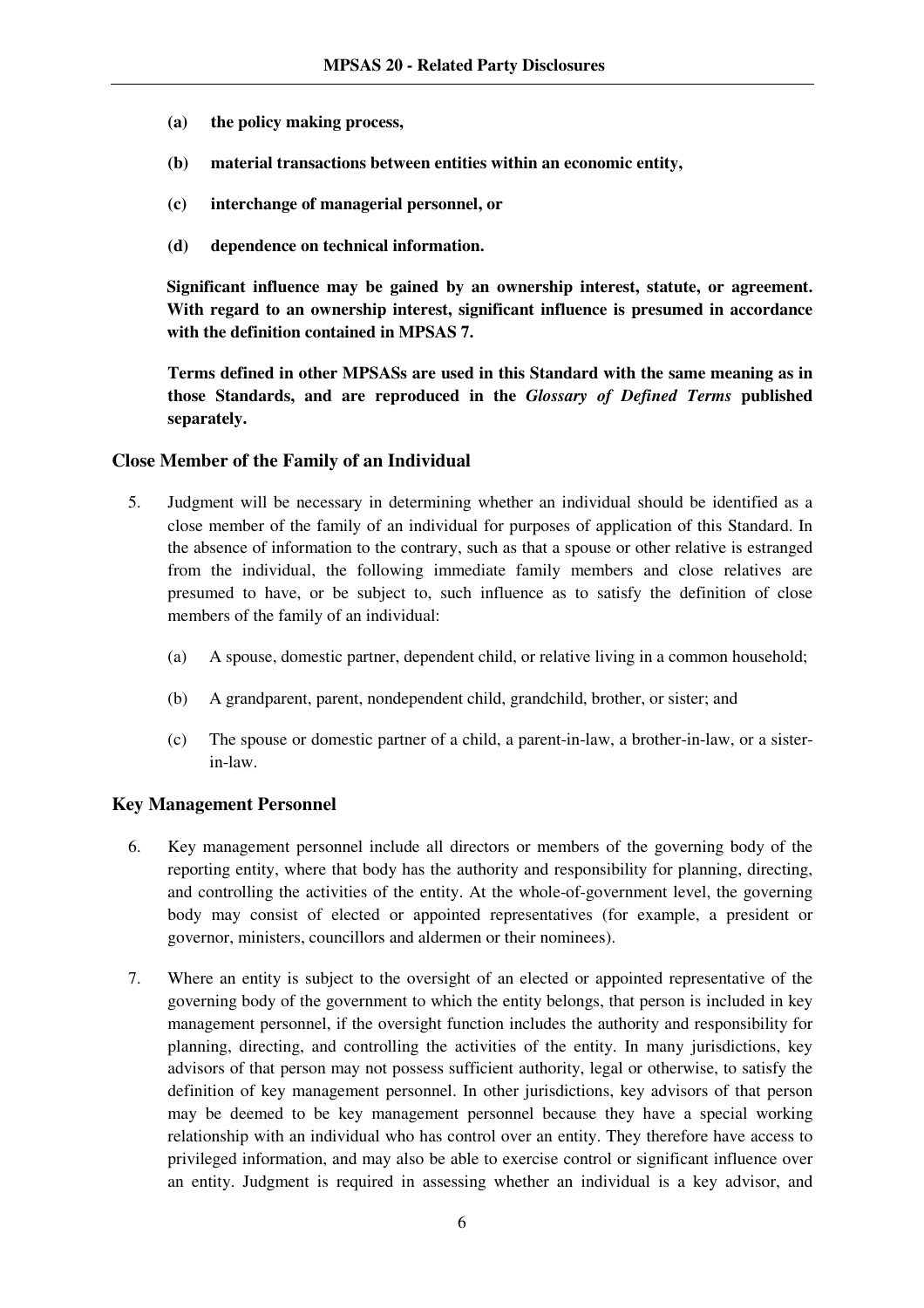**(a) the policy making process,**

**(b) material transactions between entities within an economic entity,**

**(c) interchange of managerial personnel, or**

**(d) dependence on technical information.**

**Significant influence may be gained by an ownership interest, statute, or agreement. With regard to an ownership interest, significant influence is presumed in accordance with the definition contained in MPSAS 7.**

**Terms defined in other MPSASs are used in this Standard with the same meaning as in those Standards, and are reproduced in the *Glossary of Defined Terms* published separately.**

### Close Member of the Family of an Individual

5. Judgment will be necessary in determining whether an individual should be identified as a close member of the family of an individual for purposes of application of this Standard. In the absence of information to the contrary, such as that a spouse or other relative is estranged from the individual, the following immediate family members and close relatives are presumed to have, or be subject to, such influence as to satisfy the definition of close members of the family of an individual:

   (a) A spouse, domestic partner, dependent child, or relative living in a common household;

   (b) A grandparent, parent, nondependent child, grandchild, brother, or sister; and

   (c) The spouse or domestic partner of a child, a parent-in-law, a brother-in-law, or a sister-in-law.

### Key Management Personnel

6. Key management personnel include all directors or members of the governing body of the reporting entity, where that body has the authority and responsibility for planning, directing, and controlling the activities of the entity. At the whole-of-government level, the governing body may consist of elected or appointed representatives (for example, a president or governor, ministers, councillors and aldermen or their nominees).

7. Where an entity is subject to the oversight of an elected or appointed representative of the governing body of the government to which the entity belongs, that person is included in key management personnel, if the oversight function includes the authority and responsibility for planning, directing, and controlling the activities of the entity. In many jurisdictions, key advisors of that person may not possess sufficient authority, legal or otherwise, to satisfy the definition of key management personnel. In other jurisdictions, key advisors of that person may be deemed to be key management personnel because they have a special working relationship with an individual who has control over an entity. They therefore have access to privileged information, and may also be able to exercise control or significant influence over an entity. Judgment is required in assessing whether an individual is a key advisor, and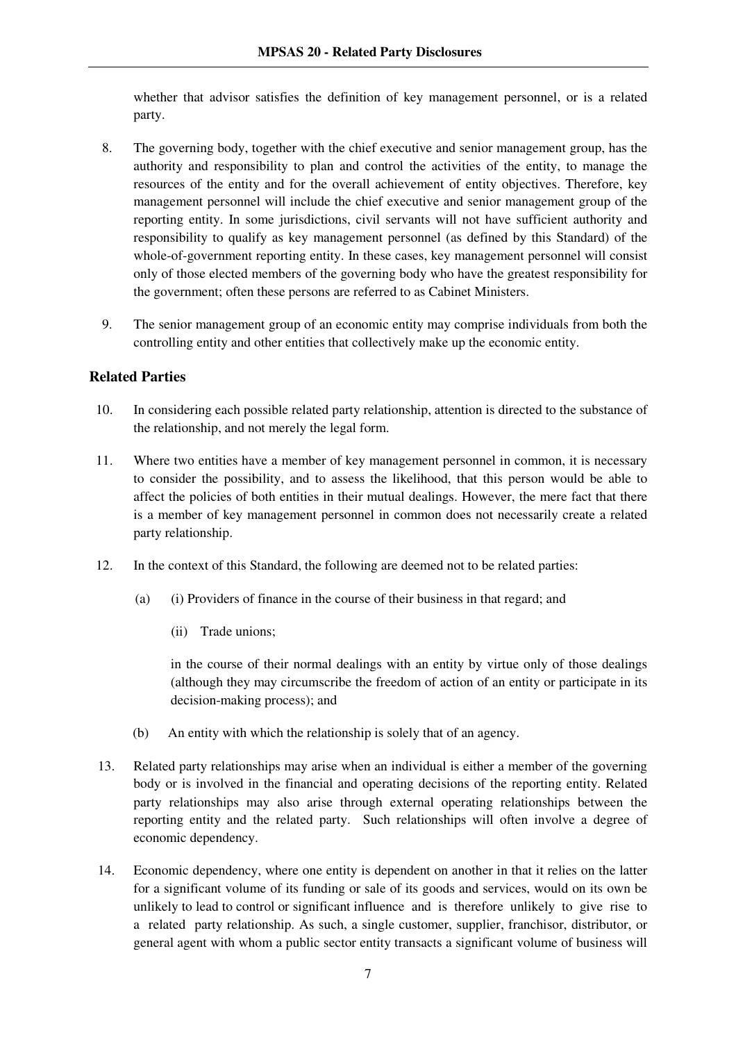whether that advisor satisfies the definition of key management personnel, or is a related party.

8. The governing body, together with the chief executive and senior management group, has the authority and responsibility to plan and control the activities of the entity, to manage the resources of the entity and for the overall achievement of entity objectives. Therefore, key management personnel will include the chief executive and senior management group of the reporting entity. In some jurisdictions, civil servants will not have sufficient authority and responsibility to qualify as key management personnel (as defined by this Standard) of the whole-of-government reporting entity. In these cases, key management personnel will consist only of those elected members of the governing body who have the greatest responsibility for the government; often these persons are referred to as Cabinet Ministers.

9. The senior management group of an economic entity may comprise individuals from both the controlling entity and other entities that collectively make up the economic entity.

### Related Parties

10. In considering each possible related party relationship, attention is directed to the substance of the relationship, and not merely the legal form.

11. Where two entities have a member of key management personnel in common, it is necessary to consider the possibility, and to assess the likelihood, that this person would be able to affect the policies of both entities in their mutual dealings. However, the mere fact that there is a member of key management personnel in common does not necessarily create a related party relationship.

12. In the context of this Standard, the following are deemed not to be related parties:

    (a) (i) Providers of finance in the course of their business in that regard; and

        (ii) Trade unions;

        in the course of their normal dealings with an entity by virtue only of those dealings (although they may circumscribe the freedom of action of an entity or participate in its decision-making process); and

    (b) An entity with which the relationship is solely that of an agency.

13. Related party relationships may arise when an individual is either a member of the governing body or is involved in the financial and operating decisions of the reporting entity. Related party relationships may also arise through external operating relationships between the reporting entity and the related party. Such relationships will often involve a degree of economic dependency.

14. Economic dependency, where one entity is dependent on another in that it relies on the latter for a significant volume of its funding or sale of its goods and services, would on its own be unlikely to lead to control or significant influence and is therefore unlikely to give rise to a related party relationship. As such, a single customer, supplier, franchisor, distributor, or general agent with whom a public sector entity transacts a significant volume of business will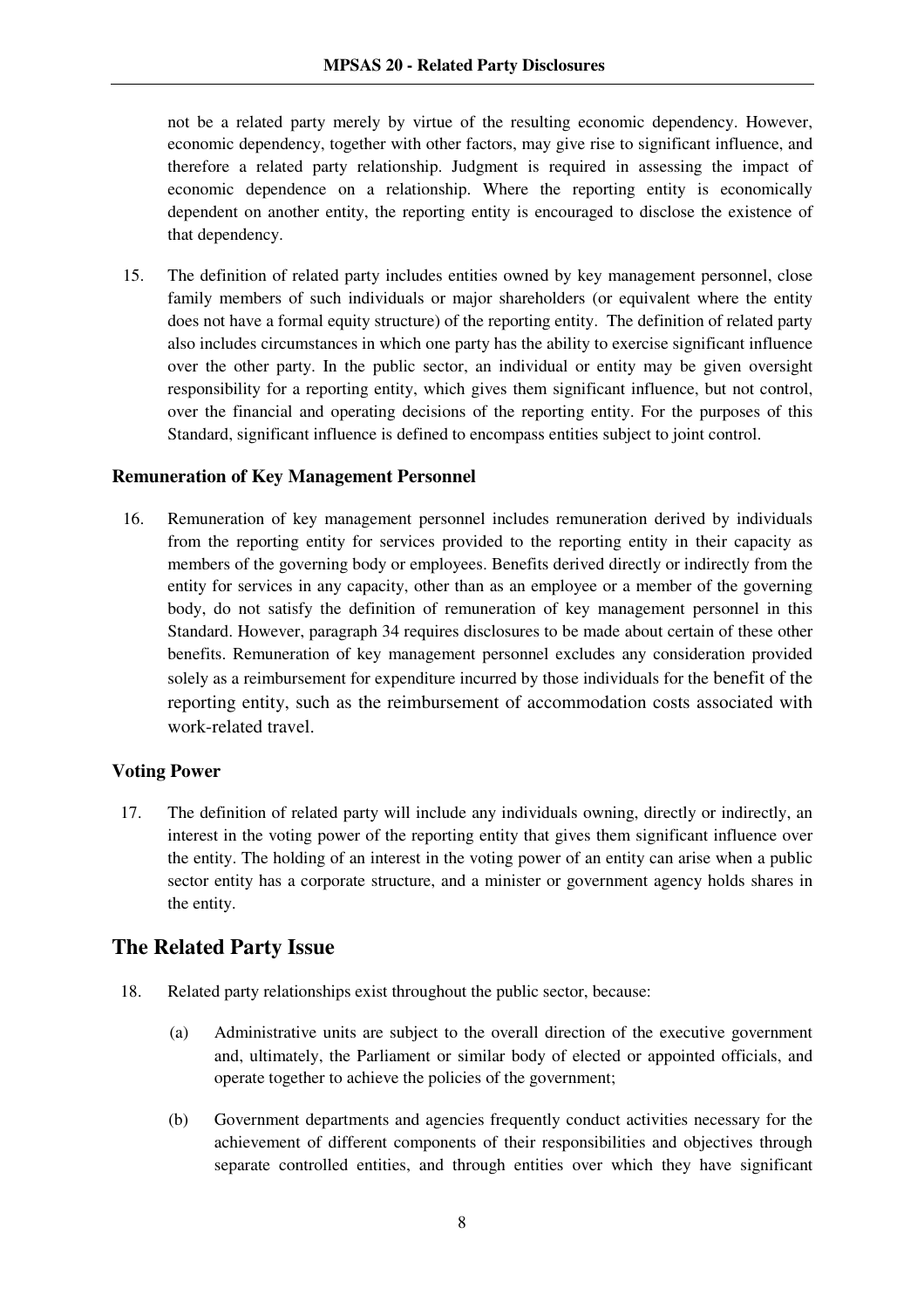not be a related party merely by virtue of the resulting economic dependency. However, economic dependency, together with other factors, may give rise to significant influence, and therefore a related party relationship. Judgment is required in assessing the impact of economic dependence on a relationship. Where the reporting entity is economically dependent on another entity, the reporting entity is encouraged to disclose the existence of that dependency.

15. The definition of related party includes entities owned by key management personnel, close family members of such individuals or major shareholders (or equivalent where the entity does not have a formal equity structure) of the reporting entity. The definition of related party also includes circumstances in which one party has the ability to exercise significant influence over the other party. In the public sector, an individual or entity may be given oversight responsibility for a reporting entity, which gives them significant influence, but not control, over the financial and operating decisions of the reporting entity. For the purposes of this Standard, significant influence is defined to encompass entities subject to joint control.

### Remuneration of Key Management Personnel

16. Remuneration of key management personnel includes remuneration derived by individuals from the reporting entity for services provided to the reporting entity in their capacity as members of the governing body or employees. Benefits derived directly or indirectly from the entity for services in any capacity, other than as an employee or a member of the governing body, do not satisfy the definition of remuneration of key management personnel in this Standard. However, paragraph 34 requires disclosures to be made about certain of these other benefits. Remuneration of key management personnel excludes any consideration provided solely as a reimbursement for expenditure incurred by those individuals for the benefit of the reporting entity, such as the reimbursement of accommodation costs associated with work-related travel.

### Voting Power

17. The definition of related party will include any individuals owning, directly or indirectly, an interest in the voting power of the reporting entity that gives them significant influence over the entity. The holding of an interest in the voting power of an entity can arise when a public sector entity has a corporate structure, and a minister or government agency holds shares in the entity.

## The Related Party Issue

18. Related party relationships exist throughout the public sector, because:

    (a) Administrative units are subject to the overall direction of the executive government and, ultimately, the Parliament or similar body of elected or appointed officials, and operate together to achieve the policies of the government;

    (b) Government departments and agencies frequently conduct activities necessary for the achievement of different components of their responsibilities and objectives through separate controlled entities, and through entities over which they have significant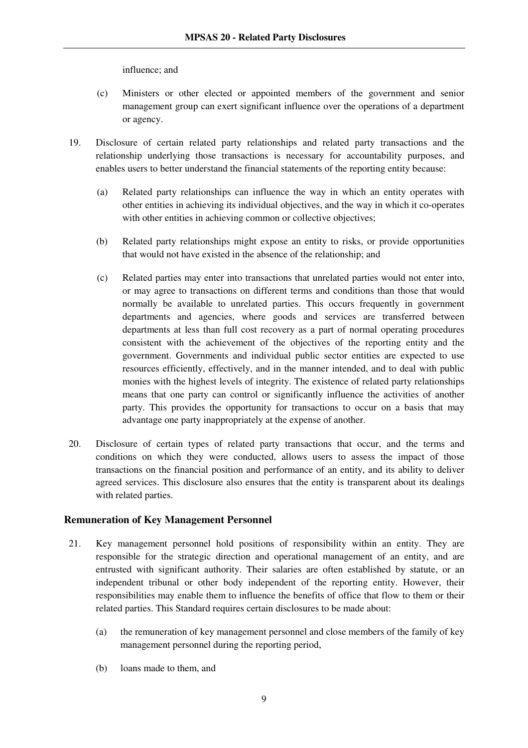influence; and

(c) Ministers or other elected or appointed members of the government and senior management group can exert significant influence over the operations of a department or agency.

19. Disclosure of certain related party relationships and related party transactions and the relationship underlying those transactions is necessary for accountability purposes, and enables users to better understand the financial statements of the reporting entity because:

    (a) Related party relationships can influence the way in which an entity operates with other entities in achieving its individual objectives, and the way in which it co-operates with other entities in achieving common or collective objectives;

    (b) Related party relationships might expose an entity to risks, or provide opportunities that would not have existed in the absence of the relationship; and

    (c) Related parties may enter into transactions that unrelated parties would not enter into, or may agree to transactions on different terms and conditions than those that would normally be available to unrelated parties. This occurs frequently in government departments and agencies, where goods and services are transferred between departments at less than full cost recovery as a part of normal operating procedures consistent with the achievement of the objectives of the reporting entity and the government. Governments and individual public sector entities are expected to use resources efficiently, effectively, and in the manner intended, and to deal with public monies with the highest levels of integrity. The existence of related party relationships means that one party can control or significantly influence the activities of another party. This provides the opportunity for transactions to occur on a basis that may advantage one party inappropriately at the expense of another.

20. Disclosure of certain types of related party transactions that occur, and the terms and conditions on which they were conducted, allows users to assess the impact of those transactions on the financial position and performance of an entity, and its ability to deliver agreed services. This disclosure also ensures that the entity is transparent about its dealings with related parties.

### Remuneration of Key Management Personnel

21. Key management personnel hold positions of responsibility within an entity. They are responsible for the strategic direction and operational management of an entity, and are entrusted with significant authority. Their salaries are often established by statute, or an independent tribunal or other body independent of the reporting entity. However, their responsibilities may enable them to influence the benefits of office that flow to them or their related parties. This Standard requires certain disclosures to be made about:

    (a) the remuneration of key management personnel and close members of the family of key management personnel during the reporting period,

    (b) loans made to them, and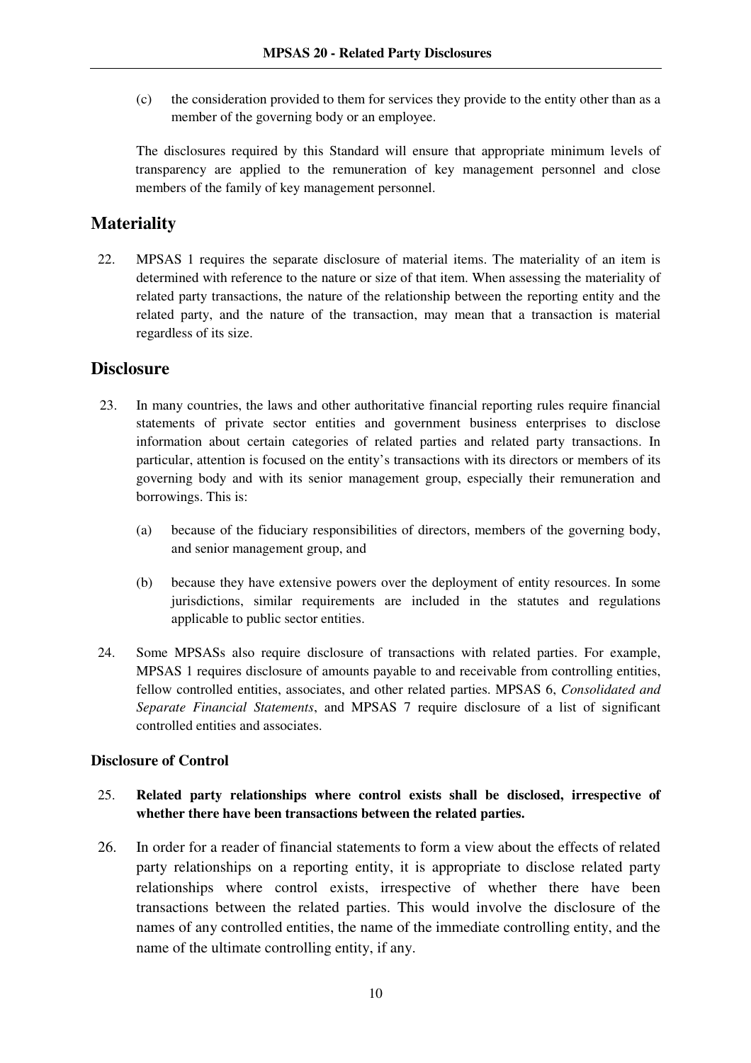(c) the consideration provided to them for services they provide to the entity other than as a member of the governing body or an employee.

The disclosures required by this Standard will ensure that appropriate minimum levels of transparency are applied to the remuneration of key management personnel and close members of the family of key management personnel.

## Materiality

22. MPSAS 1 requires the separate disclosure of material items. The materiality of an item is determined with reference to the nature or size of that item. When assessing the materiality of related party transactions, the nature of the relationship between the reporting entity and the related party, and the nature of the transaction, may mean that a transaction is material regardless of its size.

## Disclosure

23. In many countries, the laws and other authoritative financial reporting rules require financial statements of private sector entities and government business enterprises to disclose information about certain categories of related parties and related party transactions. In particular, attention is focused on the entity's transactions with its directors or members of its governing body and with its senior management group, especially their remuneration and borrowings. This is:

    (a) because of the fiduciary responsibilities of directors, members of the governing body, and senior management group, and

    (b) because they have extensive powers over the deployment of entity resources. In some jurisdictions, similar requirements are included in the statutes and regulations applicable to public sector entities.

24. Some MPSASs also require disclosure of transactions with related parties. For example, MPSAS 1 requires disclosure of amounts payable to and receivable from controlling entities, fellow controlled entities, associates, and other related parties. MPSAS 6, *Consolidated and Separate Financial Statements*, and MPSAS 7 require disclosure of a list of significant controlled entities and associates.

### Disclosure of Control

25. **Related party relationships where control exists shall be disclosed, irrespective of whether there have been transactions between the related parties.**

26. In order for a reader of financial statements to form a view about the effects of related party relationships on a reporting entity, it is appropriate to disclose related party relationships where control exists, irrespective of whether there have been transactions between the related parties. This would involve the disclosure of the names of any controlled entities, the name of the immediate controlling entity, and the name of the ultimate controlling entity, if any.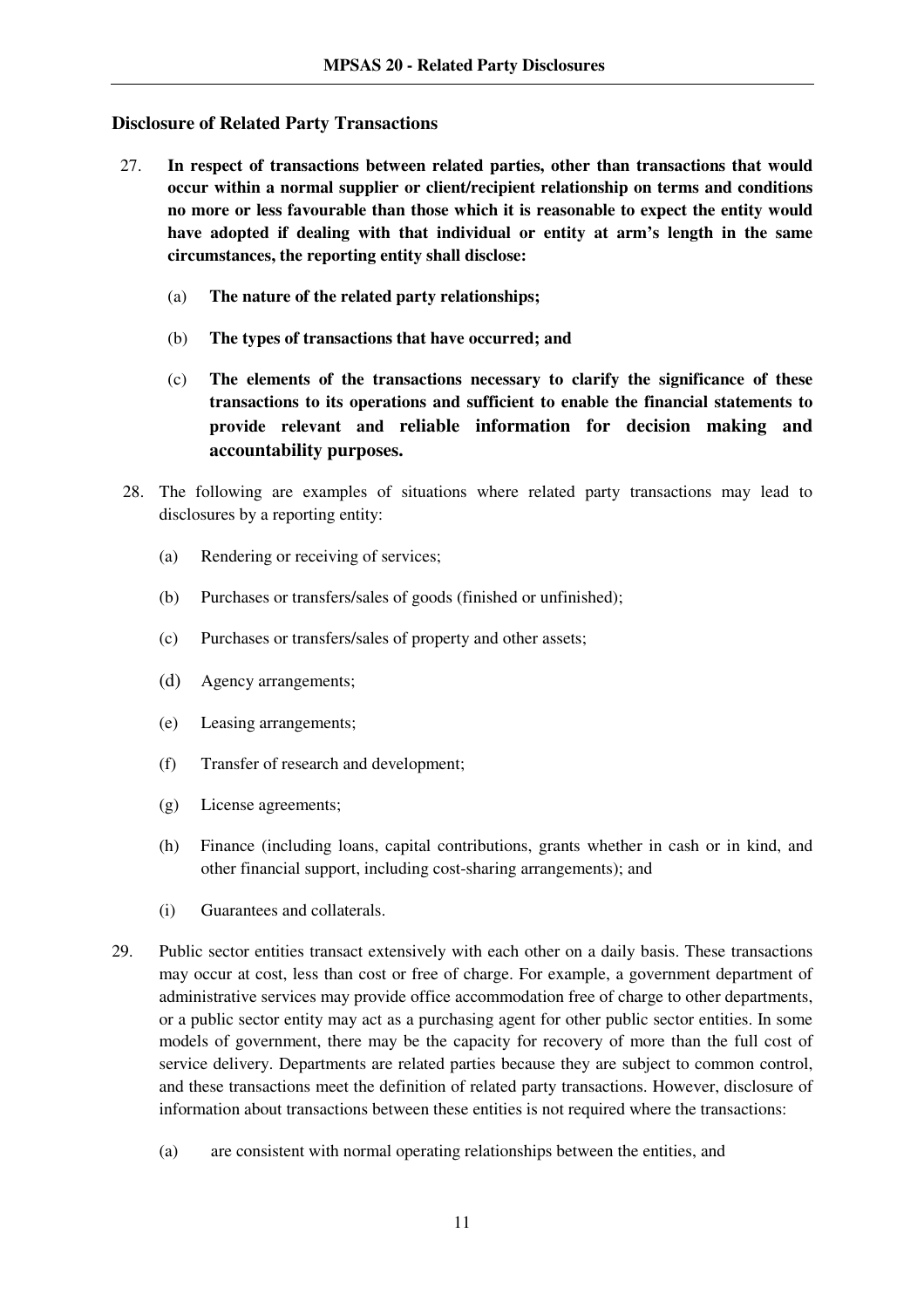## Disclosure of Related Party Transactions

27. **In respect of transactions between related parties, other than transactions that would occur within a normal supplier or client/recipient relationship on terms and conditions no more or less favourable than those which it is reasonable to expect the entity would have adopted if dealing with that individual or entity at arm's length in the same circumstances, the reporting entity shall disclose:**

    (a) **The nature of the related party relationships;**

    (b) **The types of transactions that have occurred; and**

    (c) **The elements of the transactions necessary to clarify the significance of these transactions to its operations and sufficient to enable the financial statements to provide relevant and reliable information for decision making and accountability purposes.**

28. The following are examples of situations where related party transactions may lead to disclosures by a reporting entity:

    (a) Rendering or receiving of services;

    (b) Purchases or transfers/sales of goods (finished or unfinished);

    (c) Purchases or transfers/sales of property and other assets;

    (d) Agency arrangements;

    (e) Leasing arrangements;

    (f) Transfer of research and development;

    (g) License agreements;

    (h) Finance (including loans, capital contributions, grants whether in cash or in kind, and other financial support, including cost-sharing arrangements); and

    (i) Guarantees and collaterals.

29. Public sector entities transact extensively with each other on a daily basis. These transactions may occur at cost, less than cost or free of charge. For example, a government department of administrative services may provide office accommodation free of charge to other departments, or a public sector entity may act as a purchasing agent for other public sector entities. In some models of government, there may be the capacity for recovery of more than the full cost of service delivery. Departments are related parties because they are subject to common control, and these transactions meet the definition of related party transactions. However, disclosure of information about transactions between these entities is not required where the transactions:

    (a) are consistent with normal operating relationships between the entities, and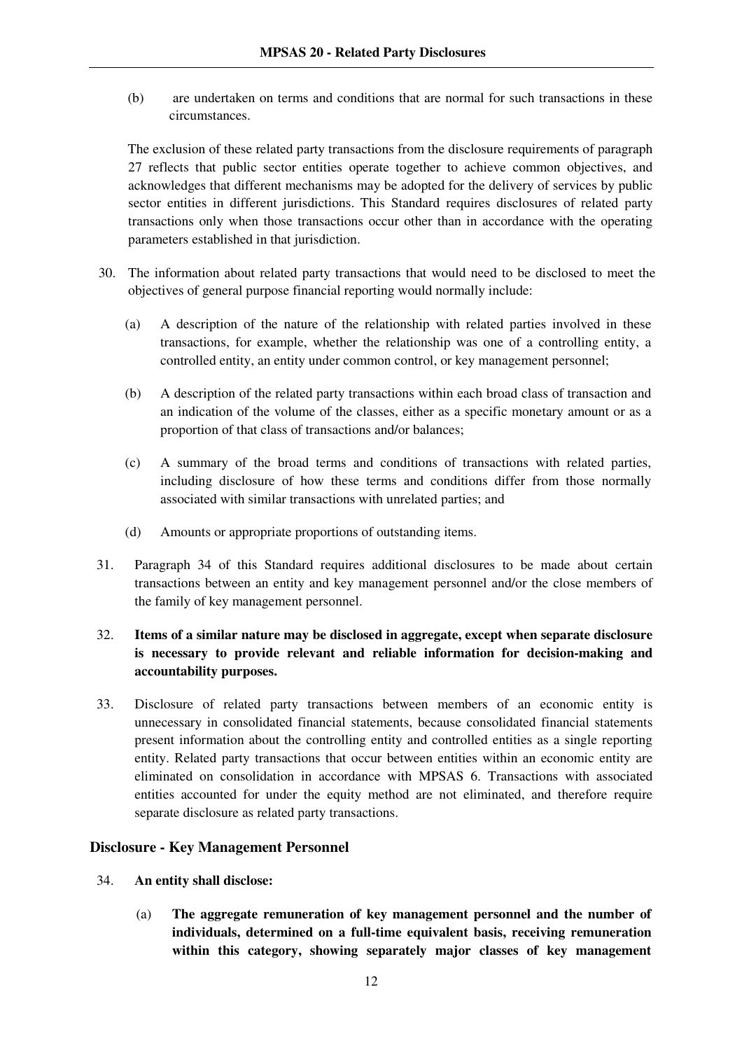(b) are undertaken on terms and conditions that are normal for such transactions in these circumstances.

The exclusion of these related party transactions from the disclosure requirements of paragraph 27 reflects that public sector entities operate together to achieve common objectives, and acknowledges that different mechanisms may be adopted for the delivery of services by public sector entities in different jurisdictions. This Standard requires disclosures of related party transactions only when those transactions occur other than in accordance with the operating parameters established in that jurisdiction.

30. The information about related party transactions that would need to be disclosed to meet the objectives of general purpose financial reporting would normally include:

   (a) A description of the nature of the relationship with related parties involved in these transactions, for example, whether the relationship was one of a controlling entity, a controlled entity, an entity under common control, or key management personnel;

   (b) A description of the related party transactions within each broad class of transaction and an indication of the volume of the classes, either as a specific monetary amount or as a proportion of that class of transactions and/or balances;

   (c) A summary of the broad terms and conditions of transactions with related parties, including disclosure of how these terms and conditions differ from those normally associated with similar transactions with unrelated parties; and

   (d) Amounts or appropriate proportions of outstanding items.

31. Paragraph 34 of this Standard requires additional disclosures to be made about certain transactions between an entity and key management personnel and/or the close members of the family of key management personnel.

32. **Items of a similar nature may be disclosed in aggregate, except when separate disclosure is necessary to provide relevant and reliable information for decision-making and accountability purposes.**

33. Disclosure of related party transactions between members of an economic entity is unnecessary in consolidated financial statements, because consolidated financial statements present information about the controlling entity and controlled entities as a single reporting entity. Related party transactions that occur between entities within an economic entity are eliminated on consolidation in accordance with MPSAS 6. Transactions with associated entities accounted for under the equity method are not eliminated, and therefore require separate disclosure as related party transactions.

## Disclosure - Key Management Personnel

34. **An entity shall disclose:**

   (a) **The aggregate remuneration of key management personnel and the number of individuals, determined on a full-time equivalent basis, receiving remuneration within this category, showing separately major classes of key management**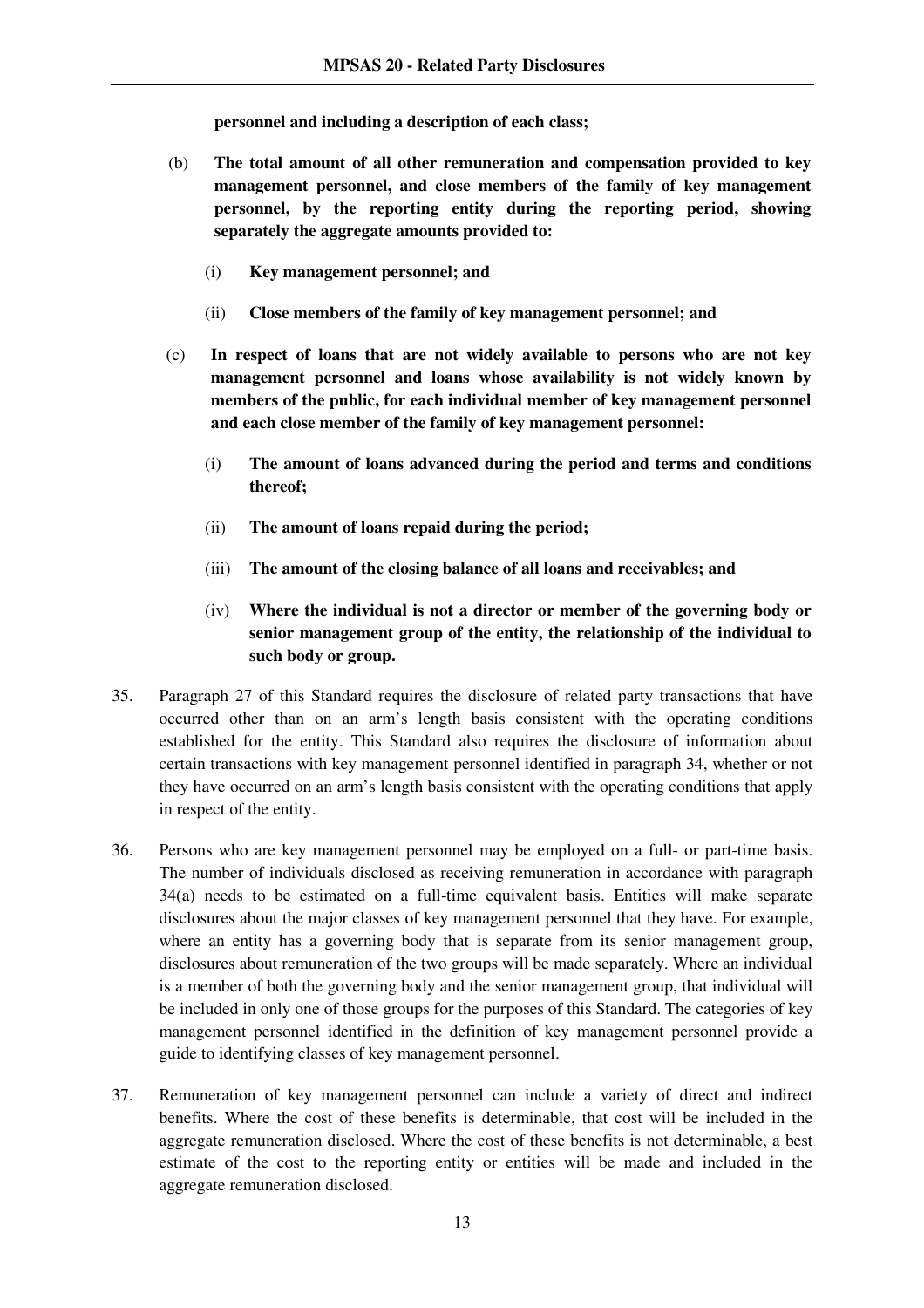**personnel and including a description of each class;**

(b) **The total amount of all other remuneration and compensation provided to key management personnel, and close members of the family of key management personnel, by the reporting entity during the reporting period, showing separately the aggregate amounts provided to:**

  (i) **Key management personnel; and**

  (ii) **Close members of the family of key management personnel; and**

(c) **In respect of loans that are not widely available to persons who are not key management personnel and loans whose availability is not widely known by members of the public, for each individual member of key management personnel and each close member of the family of key management personnel:**

  (i) **The amount of loans advanced during the period and terms and conditions thereof;**

  (ii) **The amount of loans repaid during the period;**

  (iii) **The amount of the closing balance of all loans and receivables; and**

  (iv) **Where the individual is not a director or member of the governing body or senior management group of the entity, the relationship of the individual to such body or group.**

35. Paragraph 27 of this Standard requires the disclosure of related party transactions that have occurred other than on an arm's length basis consistent with the operating conditions established for the entity. This Standard also requires the disclosure of information about certain transactions with key management personnel identified in paragraph 34, whether or not they have occurred on an arm's length basis consistent with the operating conditions that apply in respect of the entity.

36. Persons who are key management personnel may be employed on a full- or part-time basis. The number of individuals disclosed as receiving remuneration in accordance with paragraph 34(a) needs to be estimated on a full-time equivalent basis. Entities will make separate disclosures about the major classes of key management personnel that they have. For example, where an entity has a governing body that is separate from its senior management group, disclosures about remuneration of the two groups will be made separately. Where an individual is a member of both the governing body and the senior management group, that individual will be included in only one of those groups for the purposes of this Standard. The categories of key management personnel identified in the definition of key management personnel provide a guide to identifying classes of key management personnel.

37. Remuneration of key management personnel can include a variety of direct and indirect benefits. Where the cost of these benefits is determinable, that cost will be included in the aggregate remuneration disclosed. Where the cost of these benefits is not determinable, a best estimate of the cost to the reporting entity or entities will be made and included in the aggregate remuneration disclosed.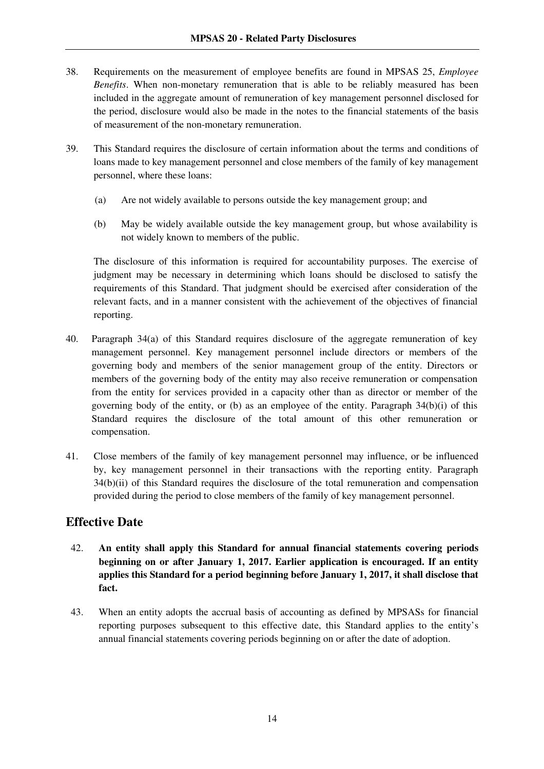38. Requirements on the measurement of employee benefits are found in MPSAS 25, *Employee Benefits*. When non-monetary remuneration that is able to be reliably measured has been included in the aggregate amount of remuneration of key management personnel disclosed for the period, disclosure would also be made in the notes to the financial statements of the basis of measurement of the non-monetary remuneration.

39. This Standard requires the disclosure of certain information about the terms and conditions of loans made to key management personnel and close members of the family of key management personnel, where these loans:

    (a) Are not widely available to persons outside the key management group; and

    (b) May be widely available outside the key management group, but whose availability is not widely known to members of the public.

    The disclosure of this information is required for accountability purposes. The exercise of judgment may be necessary in determining which loans should be disclosed to satisfy the requirements of this Standard. That judgment should be exercised after consideration of the relevant facts, and in a manner consistent with the achievement of the objectives of financial reporting.

40. Paragraph 34(a) of this Standard requires disclosure of the aggregate remuneration of key management personnel. Key management personnel include directors or members of the governing body and members of the senior management group of the entity. Directors or members of the governing body of the entity may also receive remuneration or compensation from the entity for services provided in a capacity other than as director or member of the governing body of the entity, or (b) as an employee of the entity. Paragraph 34(b)(i) of this Standard requires the disclosure of the total amount of this other remuneration or compensation.

41. Close members of the family of key management personnel may influence, or be influenced by, key management personnel in their transactions with the reporting entity. Paragraph 34(b)(ii) of this Standard requires the disclosure of the total remuneration and compensation provided during the period to close members of the family of key management personnel.

## Effective Date

42. **An entity shall apply this Standard for annual financial statements covering periods beginning on or after January 1, 2017. Earlier application is encouraged. If an entity applies this Standard for a period beginning before January 1, 2017, it shall disclose that fact.**

43. When an entity adopts the accrual basis of accounting as defined by MPSASs for financial reporting purposes subsequent to this effective date, this Standard applies to the entity's annual financial statements covering periods beginning on or after the date of adoption.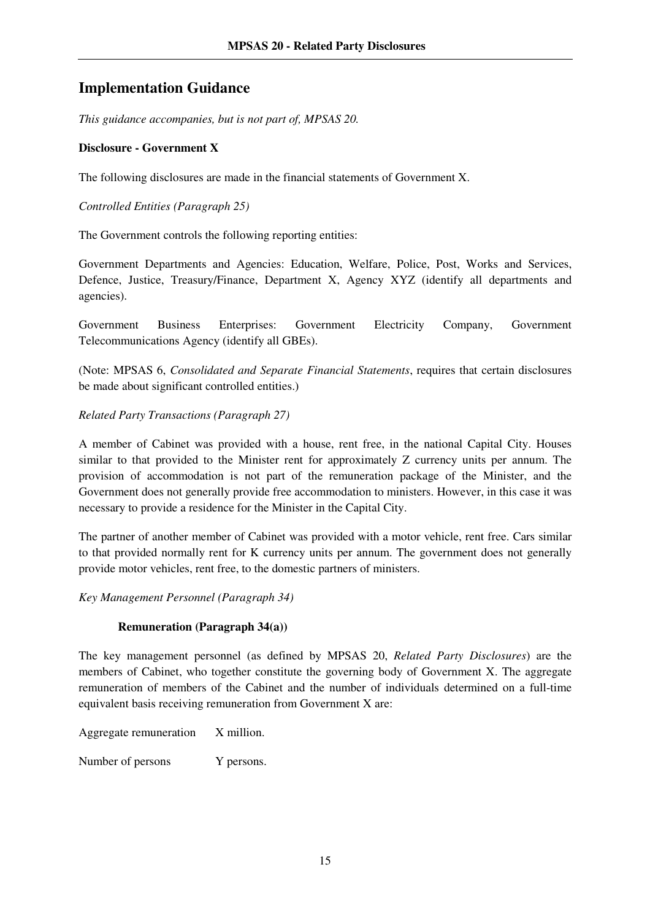## Implementation Guidance

*This guidance accompanies, but is not part of, MPSAS 20.*

**Disclosure - Government X**

The following disclosures are made in the financial statements of Government X.

*Controlled Entities (Paragraph 25)*

The Government controls the following reporting entities:

Government Departments and Agencies: Education, Welfare, Police, Post, Works and Services, Defence, Justice, Treasury/Finance, Department X, Agency XYZ (identify all departments and agencies).

Government Business Enterprises: Government Electricity Company, Government Telecommunications Agency (identify all GBEs).

(Note: MPSAS 6, *Consolidated and Separate Financial Statements*, requires that certain disclosures be made about significant controlled entities.)

*Related Party Transactions (Paragraph 27)*

A member of Cabinet was provided with a house, rent free, in the national Capital City. Houses similar to that provided to the Minister rent for approximately Z currency units per annum. The provision of accommodation is not part of the remuneration package of the Minister, and the Government does not generally provide free accommodation to ministers. However, in this case it was necessary to provide a residence for the Minister in the Capital City.

The partner of another member of Cabinet was provided with a motor vehicle, rent free. Cars similar to that provided normally rent for K currency units per annum. The government does not generally provide motor vehicles, rent free, to the domestic partners of ministers.

*Key Management Personnel (Paragraph 34)*

**Remuneration (Paragraph 34(a))**

The key management personnel (as defined by MPSAS 20, *Related Party Disclosures*) are the members of Cabinet, who together constitute the governing body of Government X. The aggregate remuneration of members of the Cabinet and the number of individuals determined on a full-time equivalent basis receiving remuneration from Government X are:

Aggregate remuneration X million.

Number of persons Y persons.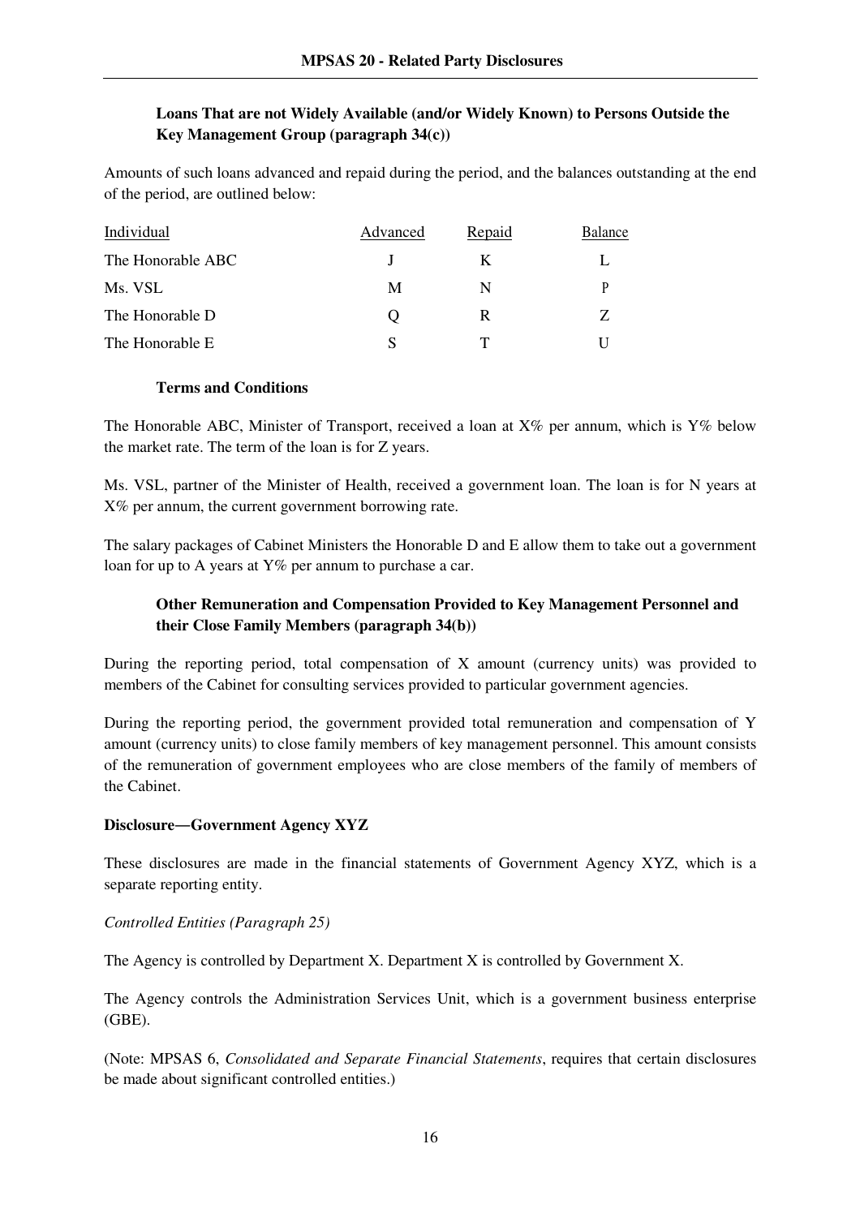**Loans That are not Widely Available (and/or Widely Known) to Persons Outside the Key Management Group (paragraph 34(c))**

Amounts of such loans advanced and repaid during the period, and the balances outstanding at the end of the period, are outlined below:

| Individual | Advanced | Repaid | Balance |
|---|---|---|---|
| The Honorable ABC | J | K | L |
| Ms. VSL | M | N | P |
| The Honorable D | Q | R | Z |
| The Honorable E | S | T | U |

**Terms and Conditions**

The Honorable ABC, Minister of Transport, received a loan at X% per annum, which is Y% below the market rate. The term of the loan is for Z years.

Ms. VSL, partner of the Minister of Health, received a government loan. The loan is for N years at X% per annum, the current government borrowing rate.

The salary packages of Cabinet Ministers the Honorable D and E allow them to take out a government loan for up to A years at Y% per annum to purchase a car.

**Other Remuneration and Compensation Provided to Key Management Personnel and their Close Family Members (paragraph 34(b))**

During the reporting period, total compensation of X amount (currency units) was provided to members of the Cabinet for consulting services provided to particular government agencies.

During the reporting period, the government provided total remuneration and compensation of Y amount (currency units) to close family members of key management personnel. This amount consists of the remuneration of government employees who are close members of the family of members of the Cabinet.

**Disclosure—Government Agency XYZ**

These disclosures are made in the financial statements of Government Agency XYZ, which is a separate reporting entity.

*Controlled Entities (Paragraph 25)*

The Agency is controlled by Department X. Department X is controlled by Government X.

The Agency controls the Administration Services Unit, which is a government business enterprise (GBE).

(Note: MPSAS 6, *Consolidated and Separate Financial Statements*, requires that certain disclosures be made about significant controlled entities.)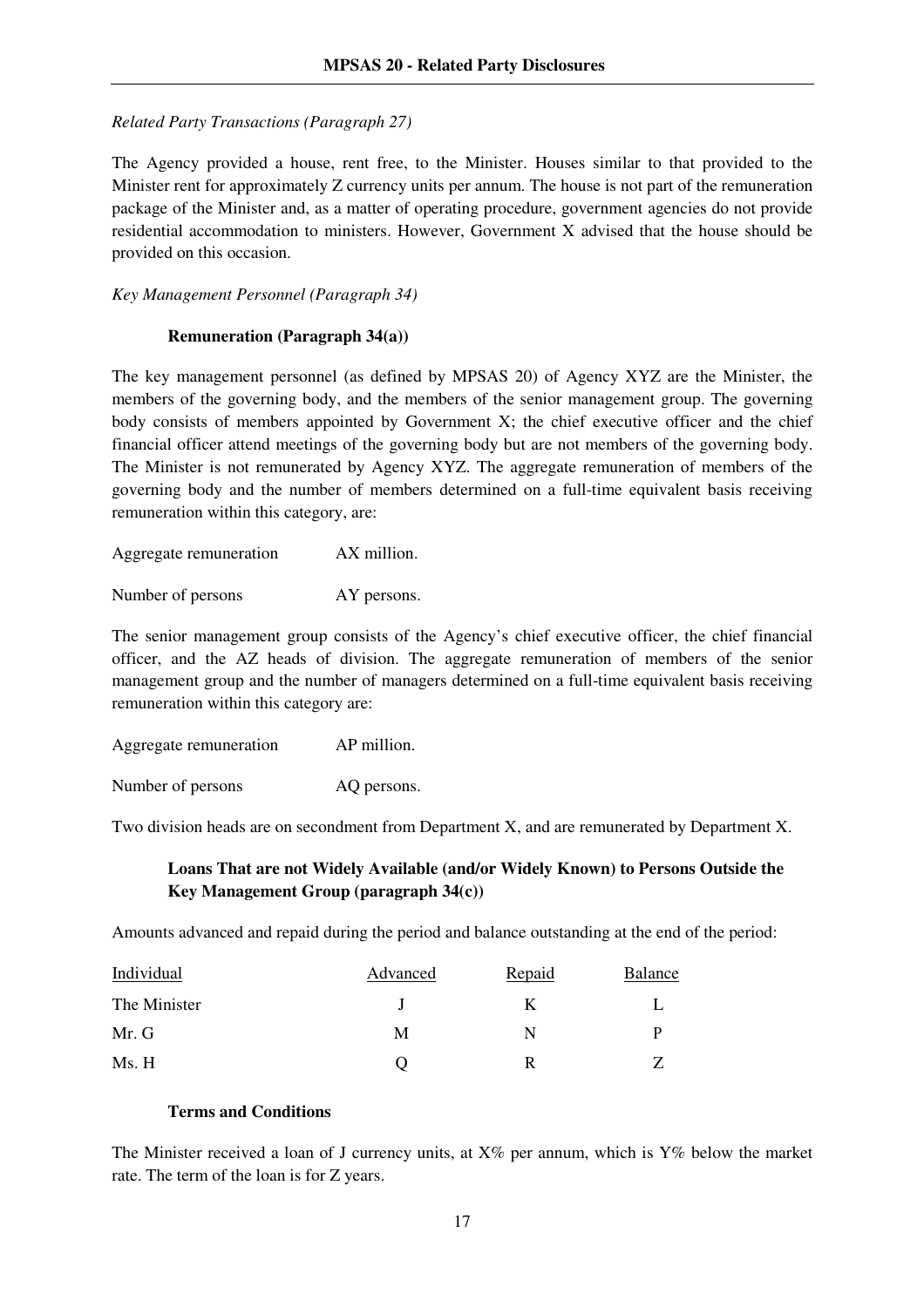*Related Party Transactions (Paragraph 27)*

The Agency provided a house, rent free, to the Minister. Houses similar to that provided to the Minister rent for approximately Z currency units per annum. The house is not part of the remuneration package of the Minister and, as a matter of operating procedure, government agencies do not provide residential accommodation to ministers. However, Government X advised that the house should be provided on this occasion.

*Key Management Personnel (Paragraph 34)*

**Remuneration (Paragraph 34(a))**

The key management personnel (as defined by MPSAS 20) of Agency XYZ are the Minister, the members of the governing body, and the members of the senior management group. The governing body consists of members appointed by Government X; the chief executive officer and the chief financial officer attend meetings of the governing body but are not members of the governing body. The Minister is not remunerated by Agency XYZ. The aggregate remuneration of members of the governing body and the number of members determined on a full-time equivalent basis receiving remuneration within this category, are:

| | |
|---|---|
| Aggregate remuneration | AX million. |
| Number of persons | AY persons. |

The senior management group consists of the Agency's chief executive officer, the chief financial officer, and the AZ heads of division. The aggregate remuneration of members of the senior management group and the number of managers determined on a full-time equivalent basis receiving remuneration within this category are:

| | |
|---|---|
| Aggregate remuneration | AP million. |
| Number of persons | AQ persons. |

Two division heads are on secondment from Department X, and are remunerated by Department X.

**Loans That are not Widely Available (and/or Widely Known) to Persons Outside the Key Management Group (paragraph 34(c))**

Amounts advanced and repaid during the period and balance outstanding at the end of the period:

| Individual | Advanced | Repaid | Balance |
|---|---|---|---|
| The Minister | J | K | L |
| Mr. G | M | N | P |
| Ms. H | Q | R | Z |

**Terms and Conditions**

The Minister received a loan of J currency units, at X% per annum, which is Y% below the market rate. The term of the loan is for Z years.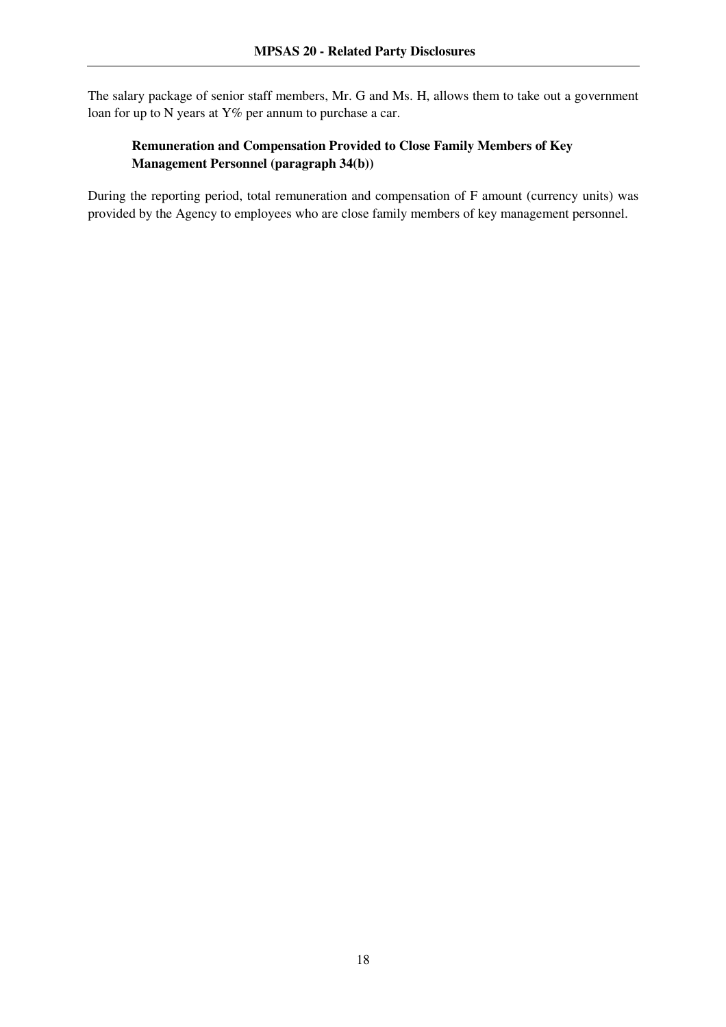The salary package of senior staff members, Mr. G and Ms. H, allows them to take out a government loan for up to N years at Y% per annum to purchase a car.

**Remuneration and Compensation Provided to Close Family Members of Key Management Personnel (paragraph 34(b))**

During the reporting period, total remuneration and compensation of F amount (currency units) was provided by the Agency to employees who are close family members of key management personnel.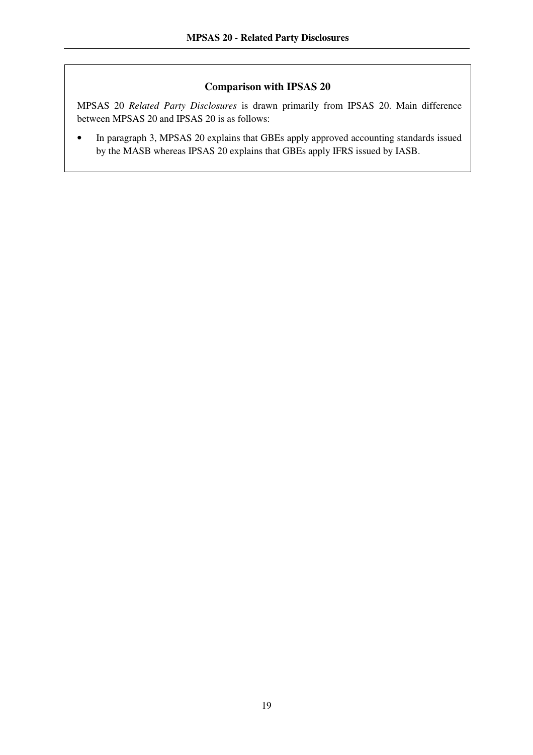## Comparison with IPSAS 20

MPSAS 20 *Related Party Disclosures* is drawn primarily from IPSAS 20. Main difference between MPSAS 20 and IPSAS 20 is as follows:

- In paragraph 3, MPSAS 20 explains that GBEs apply approved accounting standards issued by the MASB whereas IPSAS 20 explains that GBEs apply IFRS issued by IASB.